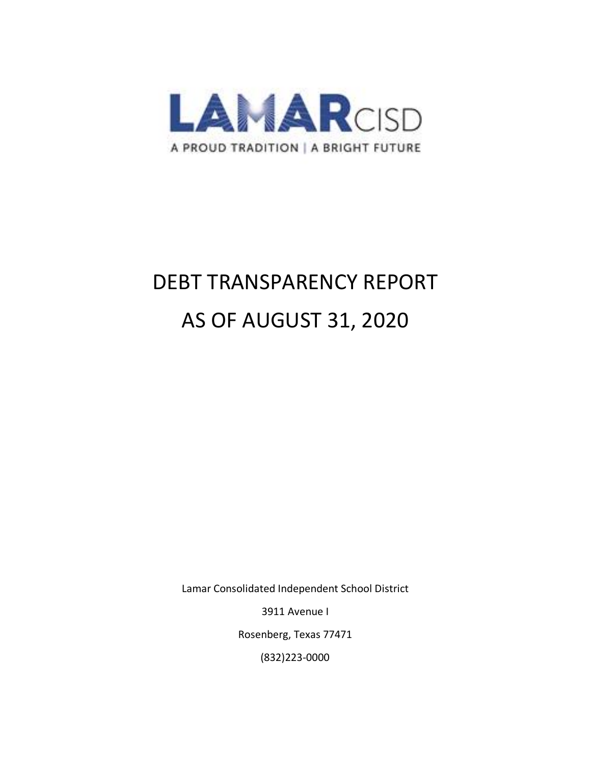LAMARCISD

A PROUD TRADITION | A BRIGHT FUTURE

# DEBT TRANSPARENCY REPORT

# AS OF AUGUST 31, 2020

Lamar Consolidated Independent School District

3911 Avenue I

Rosenberg, Texas 77471

(832)223-0000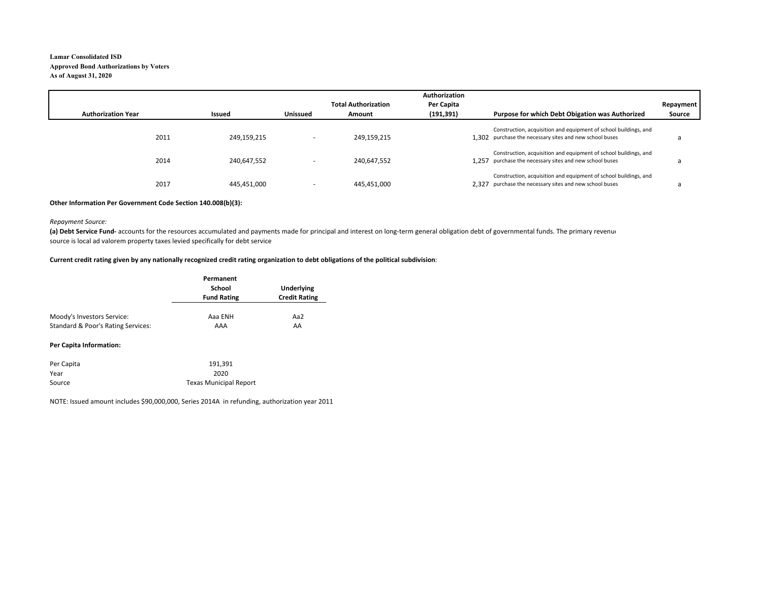**Lamar Consolidated ISD**
**Approved Bond Authorizations by Voters**
**As of August 31, 2020**

| Authorization Year | Issued | Unissued | Total Authorization Amount | Authorization Per Capita (191,391) | Purpose for which Debt Obigation was Authorized | Repayment Source |
|---|---|---|---|---|---|---|
| 2011 | 249,159,215 | - | 249,159,215 | 1,302 | Construction, acquisition and equipment of school buildings, and purchase the necessary sites and new school buses | a |
| 2014 | 240,647,552 | - | 240,647,552 | 1,257 | Construction, acquisition and equipment of school buildings, and purchase the necessary sites and new school buses | a |
| 2017 | 445,451,000 | - | 445,451,000 | 2,327 | Construction, acquisition and equipment of school buildings, and purchase the necessary sites and new school buses | a |

**Other Information Per Government Code Section 140.008(b)(3):**

*Repayment Source:*

**(a) Debt Service Fund-** accounts for the resources accumulated and payments made for principal and interest on long-term general obligation debt of governmental funds. The primary revenue source is local ad valorem property taxes levied specifically for debt service

**Current credit rating given by any nationally recognized credit rating organization to debt obligations of the political subdivision:**

| | Permanent School Fund Rating | Underlying Credit Rating |
|---|---|---|
| Moody's Investors Service: | Aaa ENH | Aa2 |
| Standard & Poor's Rating Services: | AAA | AA |

**Per Capita Information:**

| | |
|---|---|
| Per Capita | 191,391 |
| Year | 2020 |
| Source | Texas Municipal Report |

NOTE: Issued amount includes $90,000,000, Series 2014A in refunding, authorization year 2011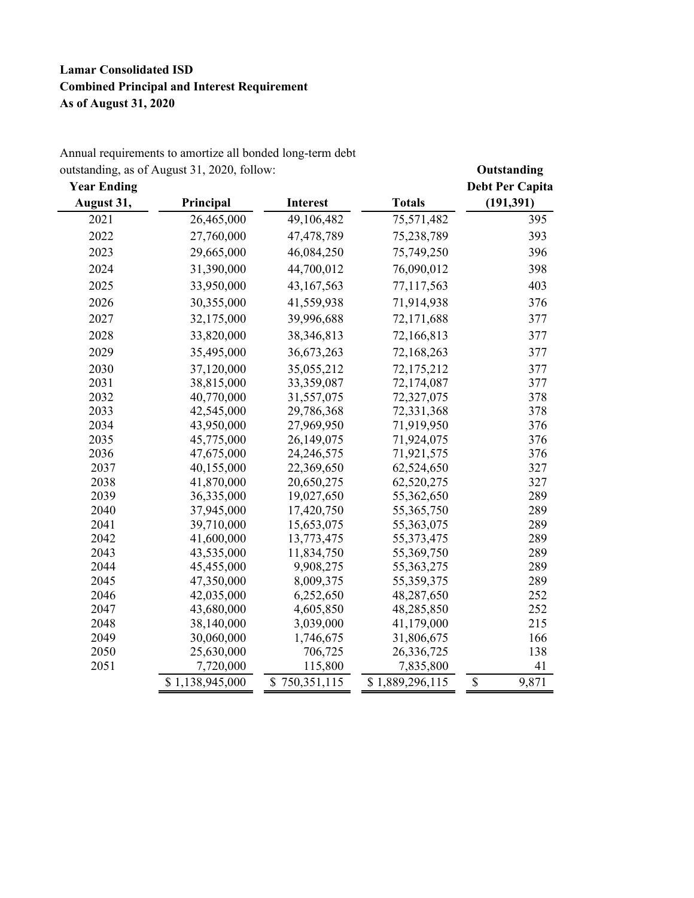**Lamar Consolidated ISD**
**Combined Principal and Interest Requirement**
**As of August 31, 2020**

Annual requirements to amortize all bonded long-term debt outstanding, as of August 31, 2020, follow:

| Year Ending August 31, | Principal | Interest | Totals | Outstanding Debt Per Capita (191,391) |
|---|---|---|---|---|
| 2021 | 26,465,000 | 49,106,482 | 75,571,482 | 395 |
| 2022 | 27,760,000 | 47,478,789 | 75,238,789 | 393 |
| 2023 | 29,665,000 | 46,084,250 | 75,749,250 | 396 |
| 2024 | 31,390,000 | 44,700,012 | 76,090,012 | 398 |
| 2025 | 33,950,000 | 43,167,563 | 77,117,563 | 403 |
| 2026 | 30,355,000 | 41,559,938 | 71,914,938 | 376 |
| 2027 | 32,175,000 | 39,996,688 | 72,171,688 | 377 |
| 2028 | 33,820,000 | 38,346,813 | 72,166,813 | 377 |
| 2029 | 35,495,000 | 36,673,263 | 72,168,263 | 377 |
| 2030 | 37,120,000 | 35,055,212 | 72,175,212 | 377 |
| 2031 | 38,815,000 | 33,359,087 | 72,174,087 | 377 |
| 2032 | 40,770,000 | 31,557,075 | 72,327,075 | 378 |
| 2033 | 42,545,000 | 29,786,368 | 72,331,368 | 378 |
| 2034 | 43,950,000 | 27,969,950 | 71,919,950 | 376 |
| 2035 | 45,775,000 | 26,149,075 | 71,924,075 | 376 |
| 2036 | 47,675,000 | 24,246,575 | 71,921,575 | 376 |
| 2037 | 40,155,000 | 22,369,650 | 62,524,650 | 327 |
| 2038 | 41,870,000 | 20,650,275 | 62,520,275 | 327 |
| 2039 | 36,335,000 | 19,027,650 | 55,362,650 | 289 |
| 2040 | 37,945,000 | 17,420,750 | 55,365,750 | 289 |
| 2041 | 39,710,000 | 15,653,075 | 55,363,075 | 289 |
| 2042 | 41,600,000 | 13,773,475 | 55,373,475 | 289 |
| 2043 | 43,535,000 | 11,834,750 | 55,369,750 | 289 |
| 2044 | 45,455,000 | 9,908,275 | 55,363,275 | 289 |
| 2045 | 47,350,000 | 8,009,375 | 55,359,375 | 289 |
| 2046 | 42,035,000 | 6,252,650 | 48,287,650 | 252 |
| 2047 | 43,680,000 | 4,605,850 | 48,285,850 | 252 |
| 2048 | 38,140,000 | 3,039,000 | 41,179,000 | 215 |
| 2049 | 30,060,000 | 1,746,675 | 31,806,675 | 166 |
| 2050 | 25,630,000 | 706,725 | 26,336,725 | 138 |
| 2051 | 7,720,000 | 115,800 | 7,835,800 | 41 |
| | $ 1,138,945,000 | $ 750,351,115 | $ 1,889,296,115 | $ 9,871 |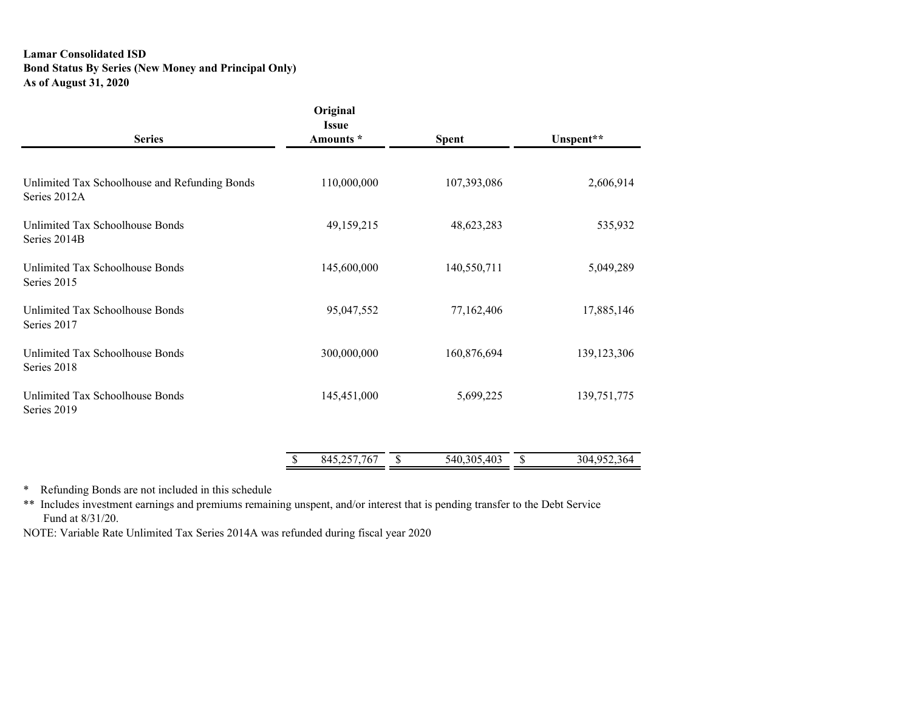**Lamar Consolidated ISD**
**Bond Status By Series (New Money and Principal Only)**
**As of August 31, 2020**

| Series | Original Issue Amounts * | Spent | Unspent** |
|---|---|---|---|
| Unlimited Tax Schoolhouse and Refunding Bonds Series 2012A | 110,000,000 | 107,393,086 | 2,606,914 |
| Unlimited Tax Schoolhouse Bonds Series 2014B | 49,159,215 | 48,623,283 | 535,932 |
| Unlimited Tax Schoolhouse Bonds Series 2015 | 145,600,000 | 140,550,711 | 5,049,289 |
| Unlimited Tax Schoolhouse Bonds Series 2017 | 95,047,552 | 77,162,406 | 17,885,146 |
| Unlimited Tax Schoolhouse Bonds Series 2018 | 300,000,000 | 160,876,694 | 139,123,306 |
| Unlimited Tax Schoolhouse Bonds Series 2019 | 145,451,000 | 5,699,225 | 139,751,775 |
| | $ 845,257,767 | $ 540,305,403 | $ 304,952,364 |

\* Refunding Bonds are not included in this schedule

** Includes investment earnings and premiums remaining unspent, and/or interest that is pending transfer to the Debt Service Fund at 8/31/20.

NOTE: Variable Rate Unlimited Tax Series 2014A was refunded during fiscal year 2020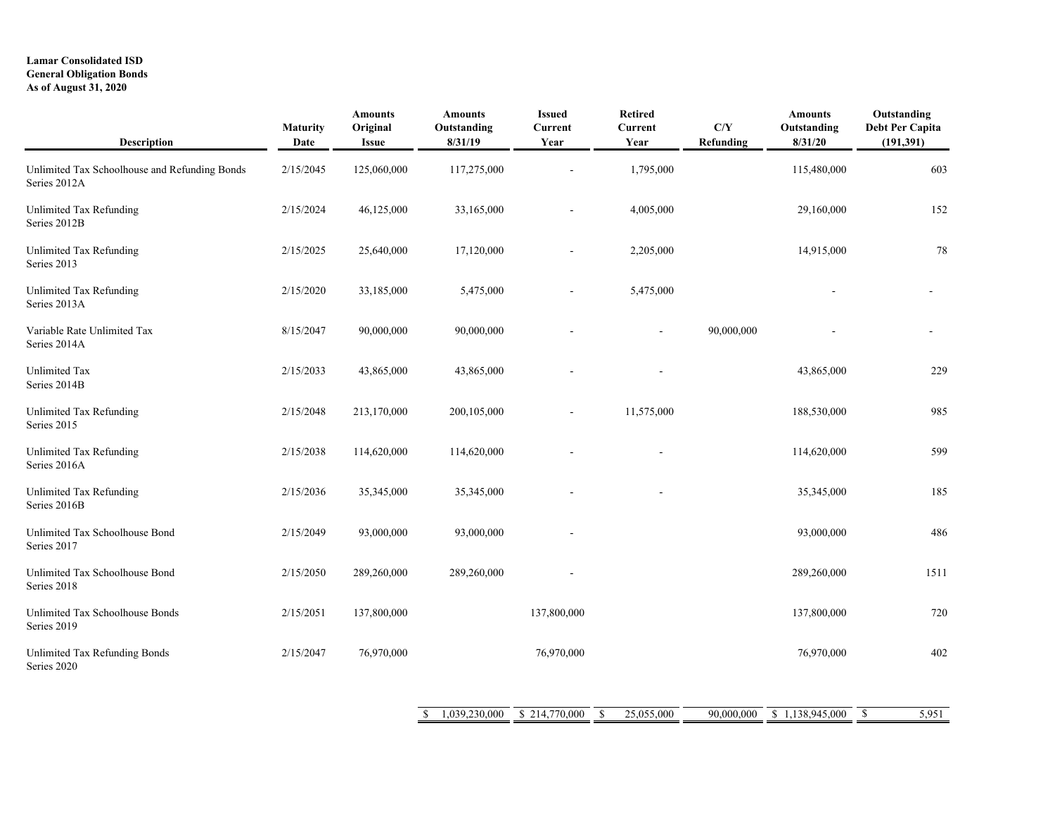**Lamar Consolidated ISD**
**General Obligation Bonds**
**As of August 31, 2020**

| Description | Maturity Date | Amounts Original Issue | Amounts Outstanding 8/31/19 | Issued Current Year | Retired Current Year | C/Y Refunding | Amounts Outstanding 8/31/20 | Outstanding Debt Per Capita (191,391) |
|---|---|---|---|---|---|---|---|---|
| Unlimited Tax Schoolhouse and Refunding Bonds Series 2012A | 2/15/2045 | 125,060,000 | 117,275,000 | - | 1,795,000 | | 115,480,000 | 603 |
| Unlimited Tax Refunding Series 2012B | 2/15/2024 | 46,125,000 | 33,165,000 | - | 4,005,000 | | 29,160,000 | 152 |
| Unlimited Tax Refunding Series 2013 | 2/15/2025 | 25,640,000 | 17,120,000 | - | 2,205,000 | | 14,915,000 | 78 |
| Unlimited Tax Refunding Series 2013A | 2/15/2020 | 33,185,000 | 5,475,000 | - | 5,475,000 | | - | - |
| Variable Rate Unlimited Tax Series 2014A | 8/15/2047 | 90,000,000 | 90,000,000 | - | - | 90,000,000 | - | - |
| Unlimited Tax Series 2014B | 2/15/2033 | 43,865,000 | 43,865,000 | - | - | | 43,865,000 | 229 |
| Unlimited Tax Refunding Series 2015 | 2/15/2048 | 213,170,000 | 200,105,000 | - | 11,575,000 | | 188,530,000 | 985 |
| Unlimited Tax Refunding Series 2016A | 2/15/2038 | 114,620,000 | 114,620,000 | - | - | | 114,620,000 | 599 |
| Unlimited Tax Refunding Series 2016B | 2/15/2036 | 35,345,000 | 35,345,000 | - | - | | 35,345,000 | 185 |
| Unlimited Tax Schoolhouse Bond Series 2017 | 2/15/2049 | 93,000,000 | 93,000,000 | - | | | 93,000,000 | 486 |
| Unlimited Tax Schoolhouse Bond Series 2018 | 2/15/2050 | 289,260,000 | 289,260,000 | - | | | 289,260,000 | 1511 |
| Unlimited Tax Schoolhouse Bonds Series 2019 | 2/15/2051 | 137,800,000 | | 137,800,000 | | | 137,800,000 | 720 |
| Unlimited Tax Refunding Bonds Series 2020 | 2/15/2047 | 76,970,000 | | 76,970,000 | | | 76,970,000 | 402 |
| | | | $ 1,039,230,000 | $ 214,770,000 | $ 25,055,000 | 90,000,000 | $ 1,138,945,000 | $ 5,951 |